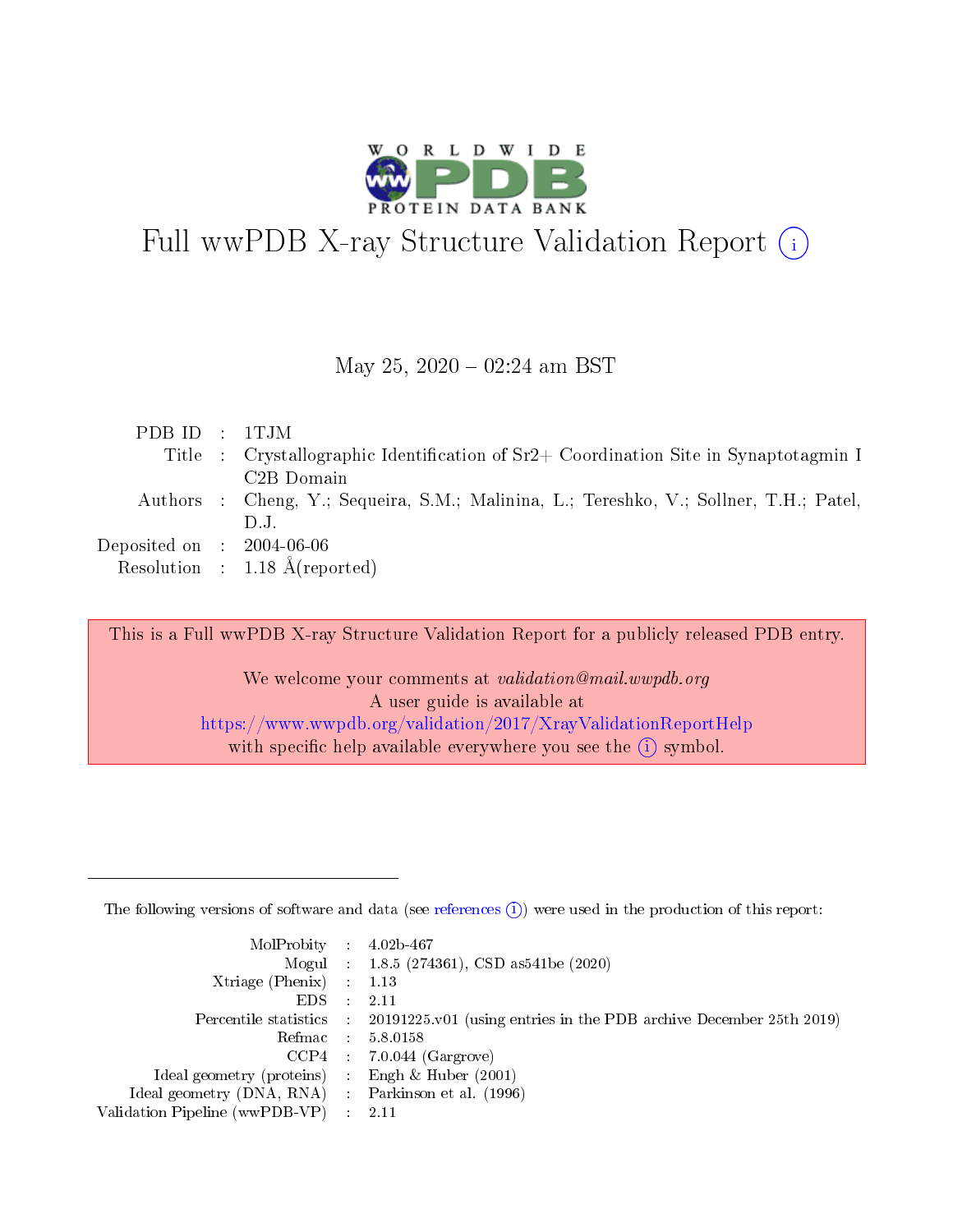# Full wwPDB X-ray Structure Validation Report (i)

May 25, 2020 – 02:24 am BST

| | | |
|---|---|---|
| PDB ID | : | 1TJM |
| Title | : | Crystallographic Identification of Sr2+ Coordination Site in Synaptotagmin I C2B Domain |
| Authors | : | Cheng, Y.; Sequeira, S.M.; Malinina, L.; Tereshko, V.; Sollner, T.H.; Patel, D.J. |
| Deposited on | : | 2004-06-06 |
| Resolution | : | 1.18 Å(reported) |

This is a Full wwPDB X-ray Structure Validation Report for a publicly released PDB entry.

We welcome your comments at *validation@mail.wwpdb.org*
A user guide is available at
https://www.wwpdb.org/validation/2017/XrayValidationReportHelp
with specific help available everywhere you see the (i) symbol.

The following versions of software and data (see references (i)) were used in the production of this report:

| | | |
|---|---|---|
| MolProbity | : | 4.02b-467 |
| Mogul | : | 1.8.5 (274361), CSD as541be (2020) |
| Xtriage (Phenix) | : | 1.13 |
| EDS | : | 2.11 |
| Percentile statistics | : | 20191225.v01 (using entries in the PDB archive December 25th 2019) |
| Refmac | : | 5.8.0158 |
| CCP4 | : | 7.0.044 (Gargrove) |
| Ideal geometry (proteins) | : | Engh & Huber (2001) |
| Ideal geometry (DNA, RNA) | : | Parkinson et al. (1996) |
| Validation Pipeline (wwPDB-VP) | : | 2.11 |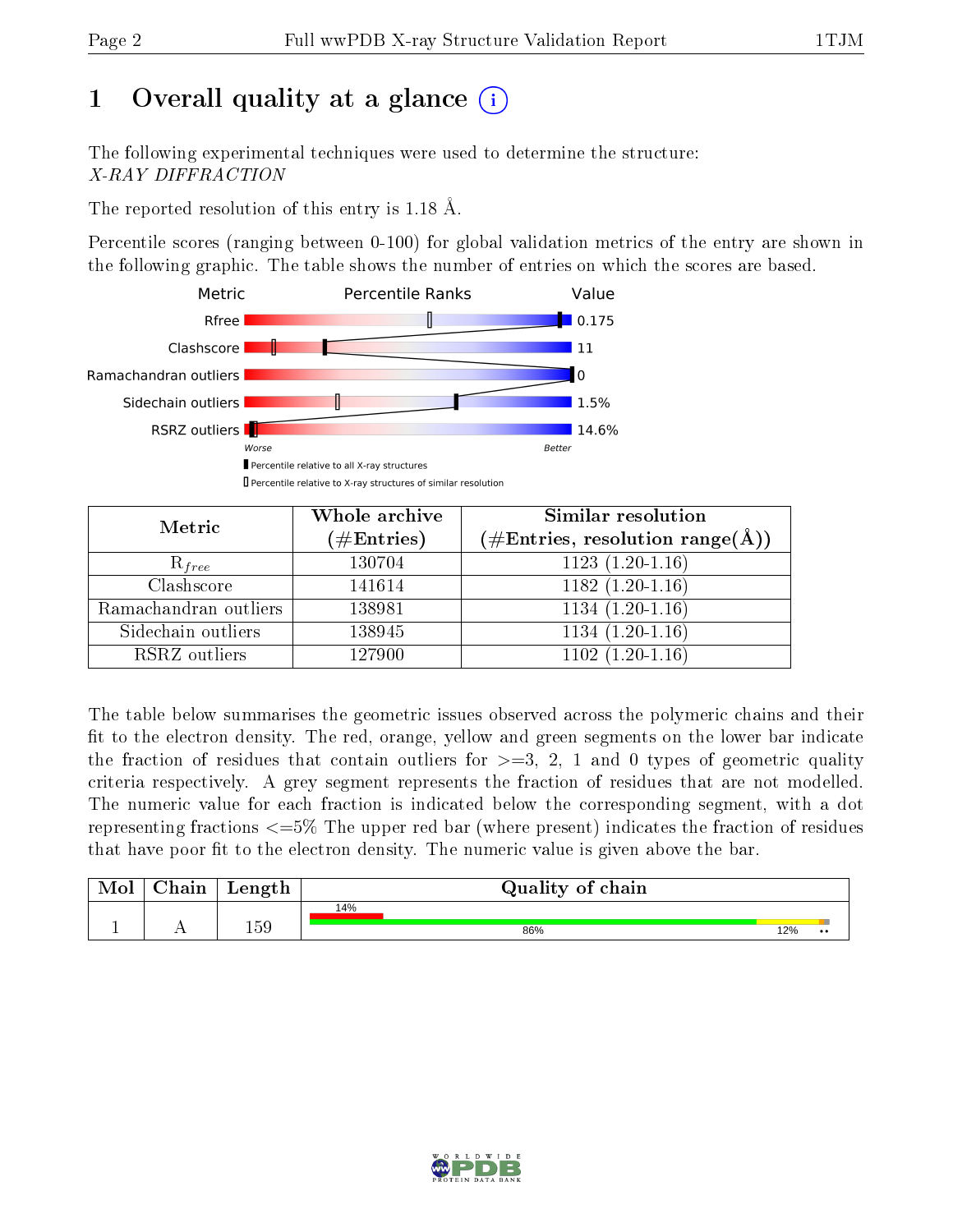# 1 Overall quality at a glance (i)

The following experimental techniques were used to determine the structure:
*X-RAY DIFFRACTION*

The reported resolution of this entry is 1.18 Å.

Percentile scores (ranging between 0-100) for global validation metrics of the entry are shown in the following graphic. The table shows the number of entries on which the scores are based.

| Metric | Value |
|---|---|
| Rfree | 0.175 |
| Clashscore | 11 |
| Ramachandran outliers | 0 |
| Sidechain outliers | 1.5% |
| RSRZ outliers | 14.6% |

Worse — Better

▮ Percentile relative to all X-ray structures
▯ Percentile relative to X-ray structures of similar resolution

| Metric | Whole archive (#Entries) | Similar resolution (#Entries, resolution range(Å)) |
|---|---|---|
| $R_{free}$ | 130704 | 1123 (1.20-1.16) |
| Clashscore | 141614 | 1182 (1.20-1.16) |
| Ramachandran outliers | 138981 | 1134 (1.20-1.16) |
| Sidechain outliers | 138945 | 1134 (1.20-1.16) |
| RSRZ outliers | 127900 | 1102 (1.20-1.16) |

The table below summarises the geometric issues observed across the polymeric chains and their fit to the electron density. The red, orange, yellow and green segments on the lower bar indicate the fraction of residues that contain outliers for >=3, 2, 1 and 0 types of geometric quality criteria respectively. A grey segment represents the fraction of residues that are not modelled. The numeric value for each fraction is indicated below the corresponding segment, with a dot representing fractions <=5% The upper red bar (where present) indicates the fraction of residues that have poor fit to the electron density. The numeric value is given above the bar.

| Mol | Chain | Length | Quality of chain |
|---|---|---|---|
| 1 | A | 159 | 14% (poor fit); 86% (green), 12% (yellow), •• |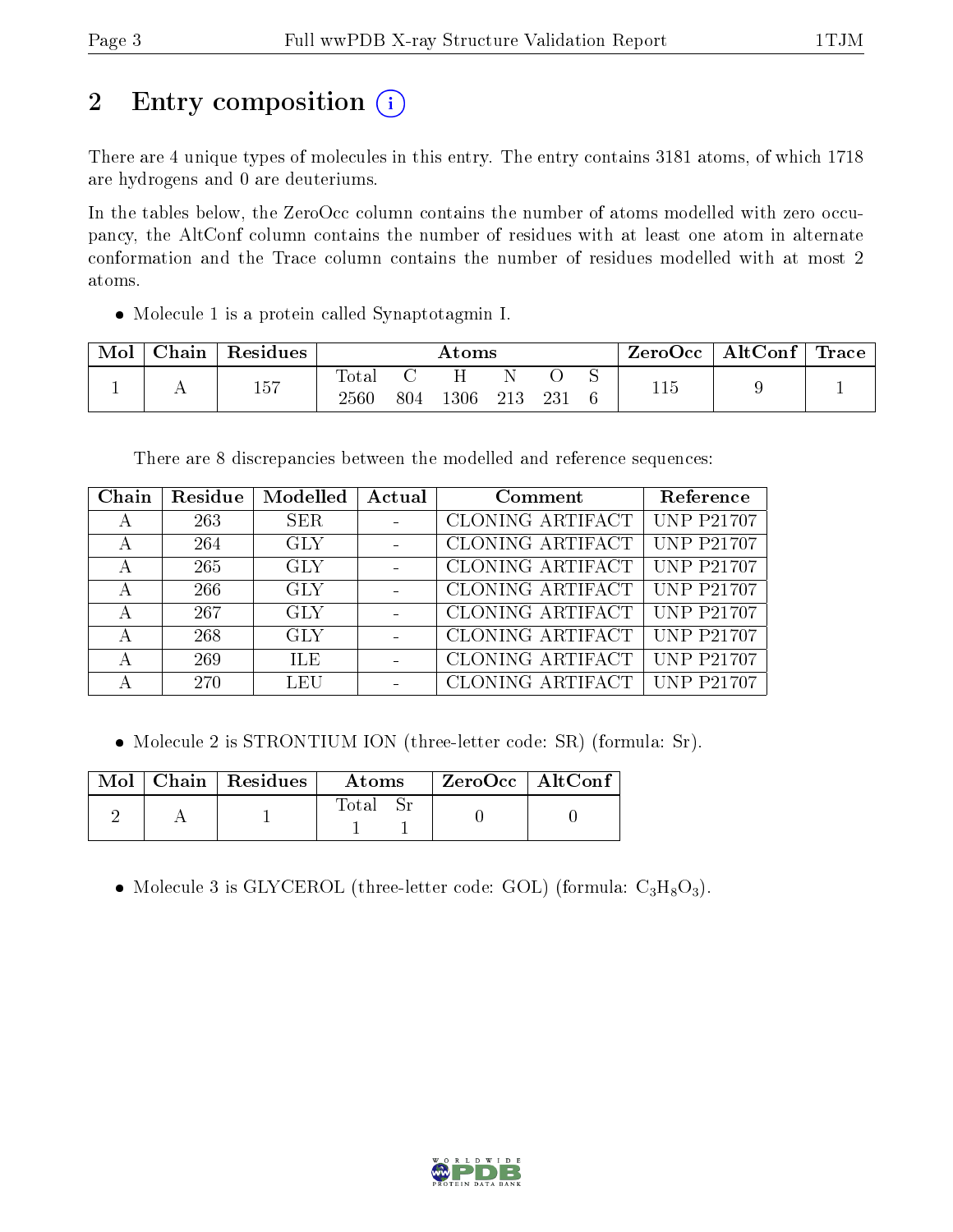# 2 Entry composition

There are 4 unique types of molecules in this entry. The entry contains 3181 atoms, of which 1718 are hydrogens and 0 are deuteriums.

In the tables below, the ZeroOcc column contains the number of atoms modelled with zero occupancy, the AltConf column contains the number of residues with at least one atom in alternate conformation and the Trace column contains the number of residues modelled with at most 2 atoms.

- Molecule 1 is a protein called Synaptotagmin I.

| Mol | Chain | Residues | Atoms | | | | | | ZeroOcc | AltConf | Trace |
|---|---|---|---|---|---|---|---|---|---|---|---|
| 1 | A | 157 | Total | C | H | N | O | S | 115 | 9 | 1 |
| | | | 2560 | 804 | 1306 | 213 | 231 | 6 | | | |

There are 8 discrepancies between the modelled and reference sequences:

| Chain | Residue | Modelled | Actual | Comment | Reference |
|---|---|---|---|---|---|
| A | 263 | SER | - | CLONING ARTIFACT | UNP P21707 |
| A | 264 | GLY | - | CLONING ARTIFACT | UNP P21707 |
| A | 265 | GLY | - | CLONING ARTIFACT | UNP P21707 |
| A | 266 | GLY | - | CLONING ARTIFACT | UNP P21707 |
| A | 267 | GLY | - | CLONING ARTIFACT | UNP P21707 |
| A | 268 | GLY | - | CLONING ARTIFACT | UNP P21707 |
| A | 269 | ILE | - | CLONING ARTIFACT | UNP P21707 |
| A | 270 | LEU | - | CLONING ARTIFACT | UNP P21707 |

- Molecule 2 is STRONTIUM ION (three-letter code: SR) (formula: Sr).

| Mol | Chain | Residues | Atoms | | ZeroOcc | AltConf |
|---|---|---|---|---|---|---|
| 2 | A | 1 | Total | Sr | 0 | 0 |
| | | | 1 | 1 | | |

- Molecule 3 is GLYCEROL (three-letter code: GOL) (formula: $C_3H_8O_3$).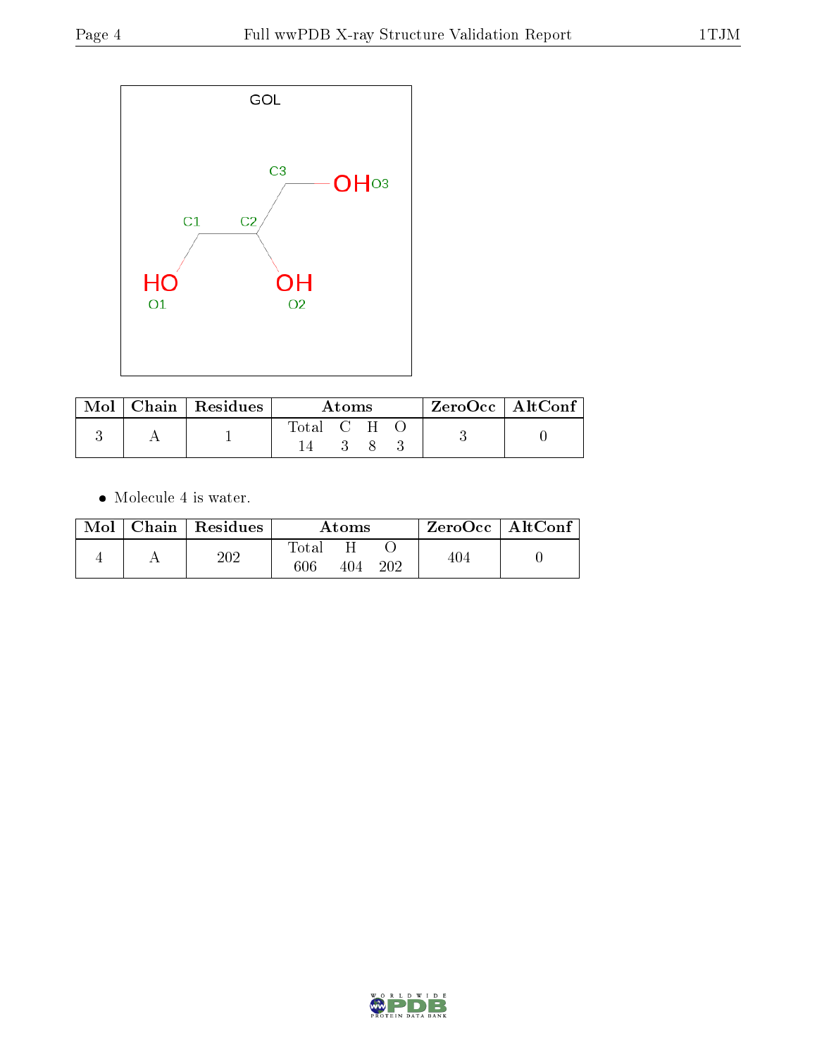GOL

| Mol | Chain | Residues | Atoms | | | | ZeroOcc | AltConf |
|---|---|---|---|---|---|---|---|---|
| | | | Total | C | H | O | | |
| 3 | A | 1 | 14 | 3 | 8 | 3 | 3 | 0 |

- Molecule 4 is water.

| Mol | Chain | Residues | Atoms | | | ZeroOcc | AltConf |
|---|---|---|---|---|---|---|---|
| | | | Total | H | O | | |
| 4 | A | 202 | 606 | 404 | 202 | 404 | 0 |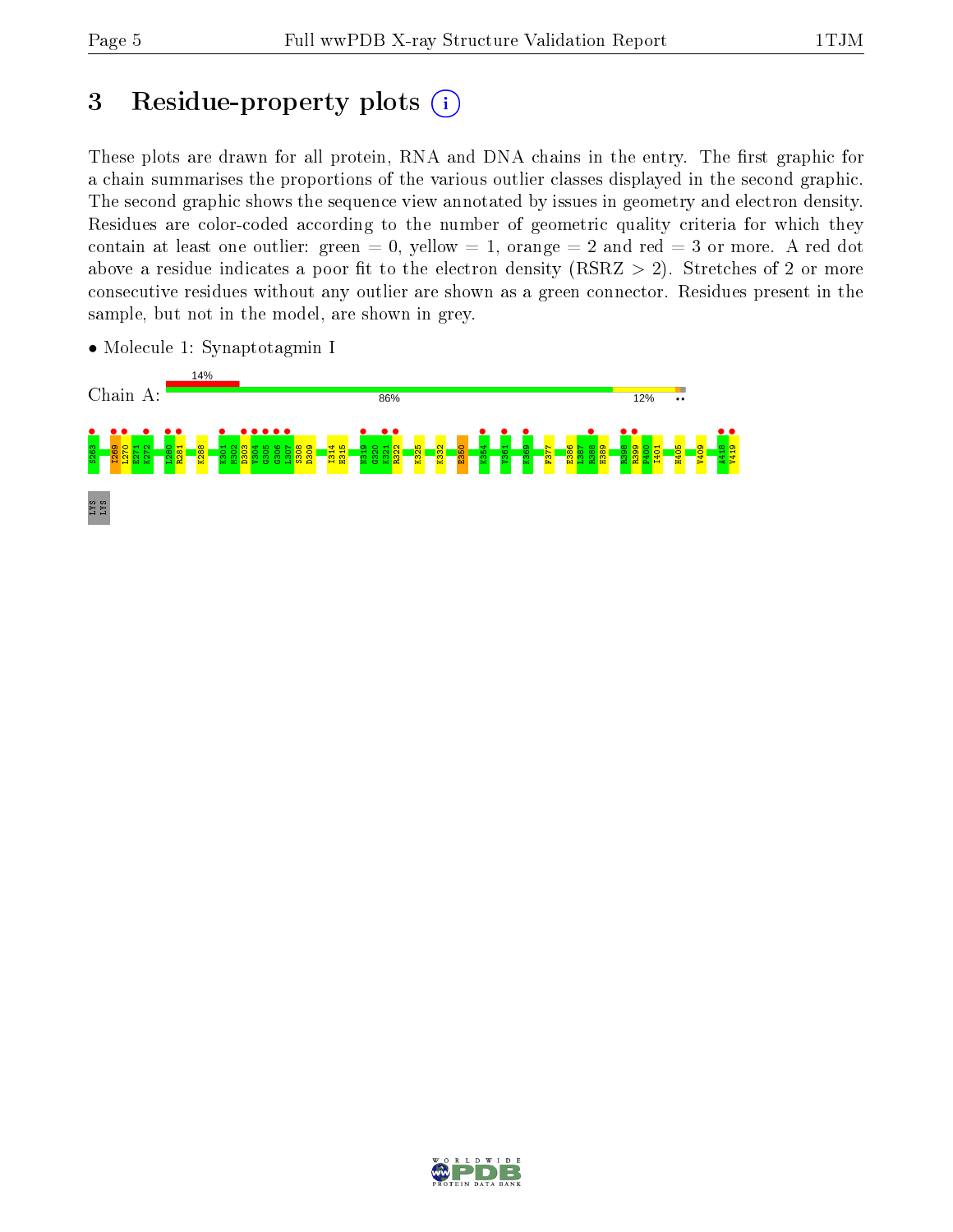# 3 Residue-property plots

These plots are drawn for all protein, RNA and DNA chains in the entry. The first graphic for a chain summarises the proportions of the various outlier classes displayed in the second graphic. The second graphic shows the sequence view annotated by issues in geometry and electron density. Residues are color-coded according to the number of geometric quality criteria for which they contain at least one outlier: green = 0, yellow = 1, orange = 2 and red = 3 or more. A red dot above a residue indicates a poor fit to the electron density (RSRZ > 2). Stretches of 2 or more consecutive residues without any outlier are shown as a green connector. Residues present in the sample, but not in the model, are shown in grey.

- Molecule 1: Synaptotagmin I

Chain A: 14% | 86% | 12%

S263 I269 L270 E271 K272 L280 R281 K288 K301 M302 D303 V304 G305 G306 L307 S308 D309 I314 H315 N319 G320 K321 R322 K325 K332 E350 K354 V361 K369 F377 E386 L387 R388 H389 R398 R399 P400 I401 H405 V409 A418 V419 LYS LYS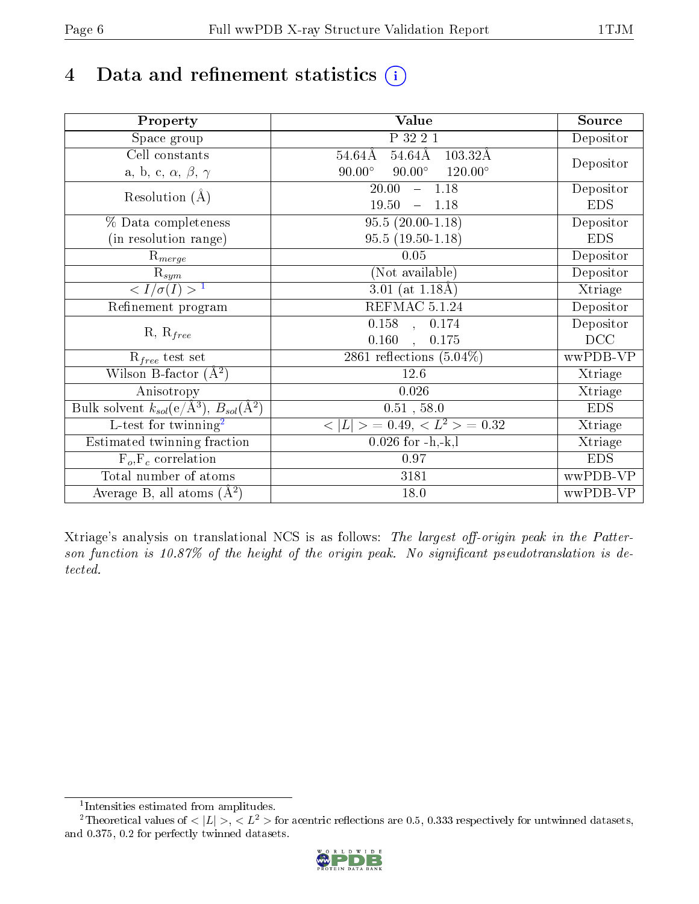# 4 Data and refinement statistics (i)

| Property | Value | Source |
|---|---|---|
| Space group | P 32 2 1 | Depositor |
| Cell constants<br>a, b, c, $\alpha$, $\beta$, $\gamma$ | 54.64Å 54.64Å 103.32Å<br>90.00° 90.00° 120.00° | Depositor |
| Resolution (Å) | 20.00 – 1.18<br>19.50 – 1.18 | Depositor<br>EDS |
| % Data completeness<br>(in resolution range) | 95.5 (20.00-1.18)<br>95.5 (19.50-1.18) | Depositor<br>EDS |
| $R_{merge}$ | 0.05 | Depositor |
| $R_{sym}$ | (Not available) | Depositor |
| $< I/\sigma(I) >$ [1] | 3.01 (at 1.18Å) | Xtriage |
| Refinement program | REFMAC 5.1.24 | Depositor |
| R, $R_{free}$ | 0.158 , 0.174<br>0.160 , 0.175 | Depositor<br>DCC |
| $R_{free}$ test set | 2861 reflections (5.04%) | wwPDB-VP |
| Wilson B-factor (Å$^2$) | 12.6 | Xtriage |
| Anisotropy | 0.026 | Xtriage |
| Bulk solvent $k_{sol}$(e/Å$^3$), $B_{sol}$(Å$^2$) | 0.51 , 58.0 | EDS |
| L-test for twinning[2] | $< \|L\| >$ = 0.49, $< L^2 >$ = 0.32 | Xtriage |
| Estimated twinning fraction | 0.026 for -h,-k,l | Xtriage |
| $F_o$,$F_c$ correlation | 0.97 | EDS |
| Total number of atoms | 3181 | wwPDB-VP |
| Average B, all atoms (Å$^2$) | 18.0 | wwPDB-VP |

Xtriage's analysis on translational NCS is as follows: *The largest off-origin peak in the Patterson function is 10.87% of the height of the origin peak. No significant pseudotranslation is detected.*

[1] Intensities estimated from amplitudes.

[2] Theoretical values of $< |L| >$, $< L^2 >$ for acentric reflections are 0.5, 0.333 respectively for untwinned datasets, and 0.375, 0.2 for perfectly twinned datasets.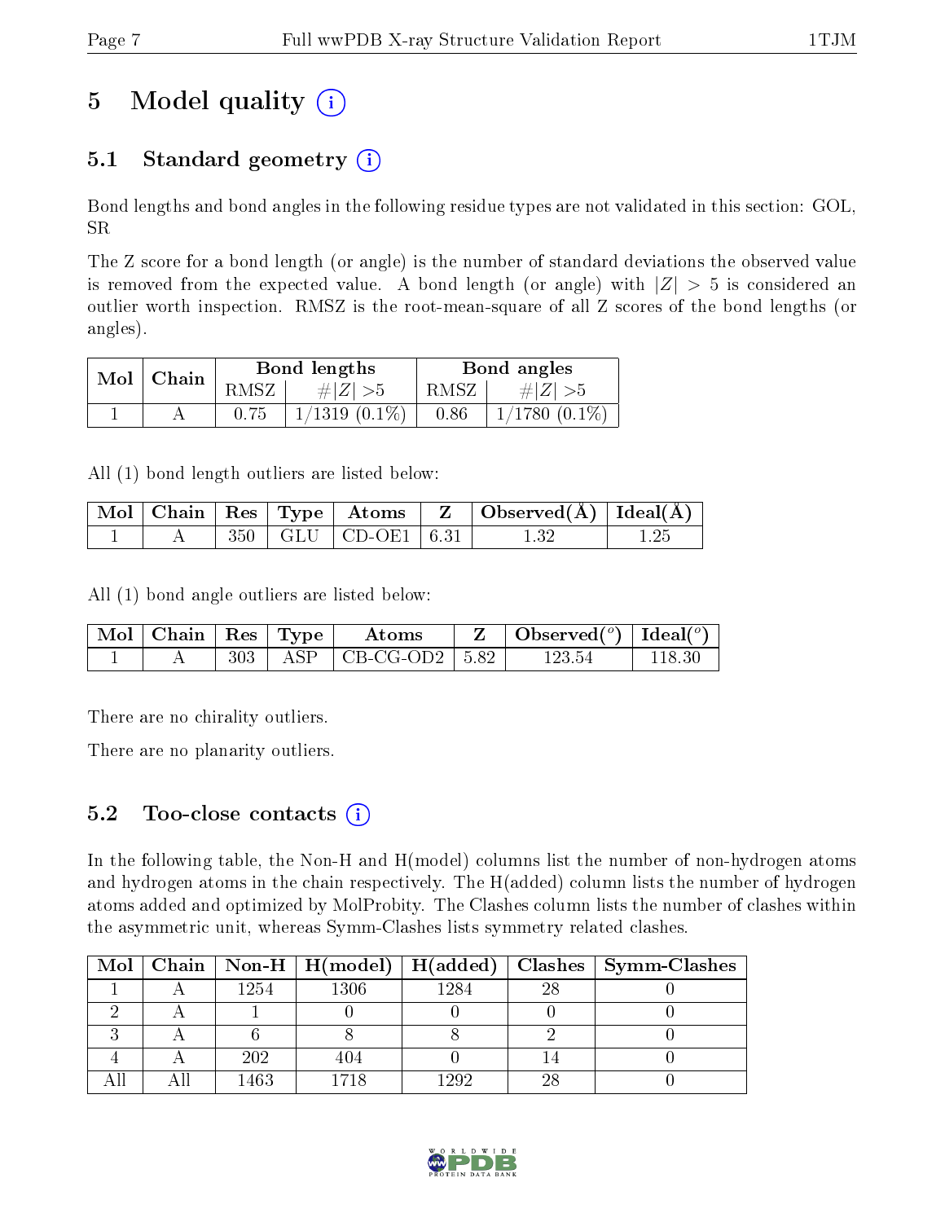# 5 Model quality (i)

## 5.1 Standard geometry (i)

Bond lengths and bond angles in the following residue types are not validated in this section: GOL, SR

The Z score for a bond length (or angle) is the number of standard deviations the observed value is removed from the expected value. A bond length (or angle) with $|Z| > 5$ is considered an outlier worth inspection. RMSZ is the root-mean-square of all Z scores of the bond lengths (or angles).

| Mol | Chain | Bond lengths | | Bond angles | |
|---|---|---|---|---|---|
| | | RMSZ | #\|Z\| >5 | RMSZ | #\|Z\| >5 |
| 1 | A | 0.75 | 1/1319 (0.1%) | 0.86 | 1/1780 (0.1%) |

All (1) bond length outliers are listed below:

| Mol | Chain | Res | Type | Atoms | Z | Observed(Å) | Ideal(Å) |
|---|---|---|---|---|---|---|---|
| 1 | A | 350 | GLU | CD-OE1 | 6.31 | 1.32 | 1.25 |

All (1) bond angle outliers are listed below:

| Mol | Chain | Res | Type | Atoms | Z | Observed(°) | Ideal(°) |
|---|---|---|---|---|---|---|---|
| 1 | A | 303 | ASP | CB-CG-OD2 | 5.82 | 123.54 | 118.30 |

There are no chirality outliers.

There are no planarity outliers.

## 5.2 Too-close contacts (i)

In the following table, the Non-H and H(model) columns list the number of non-hydrogen atoms and hydrogen atoms in the chain respectively. The H(added) column lists the number of hydrogen atoms added and optimized by MolProbity. The Clashes column lists the number of clashes within the asymmetric unit, whereas Symm-Clashes lists symmetry related clashes.

| Mol | Chain | Non-H | H(model) | H(added) | Clashes | Symm-Clashes |
|---|---|---|---|---|---|---|
| 1 | A | 1254 | 1306 | 1284 | 28 | 0 |
| 2 | A | 1 | 0 | 0 | 0 | 0 |
| 3 | A | 6 | 8 | 8 | 2 | 0 |
| 4 | A | 202 | 404 | 0 | 14 | 0 |
| All | All | 1463 | 1718 | 1292 | 28 | 0 |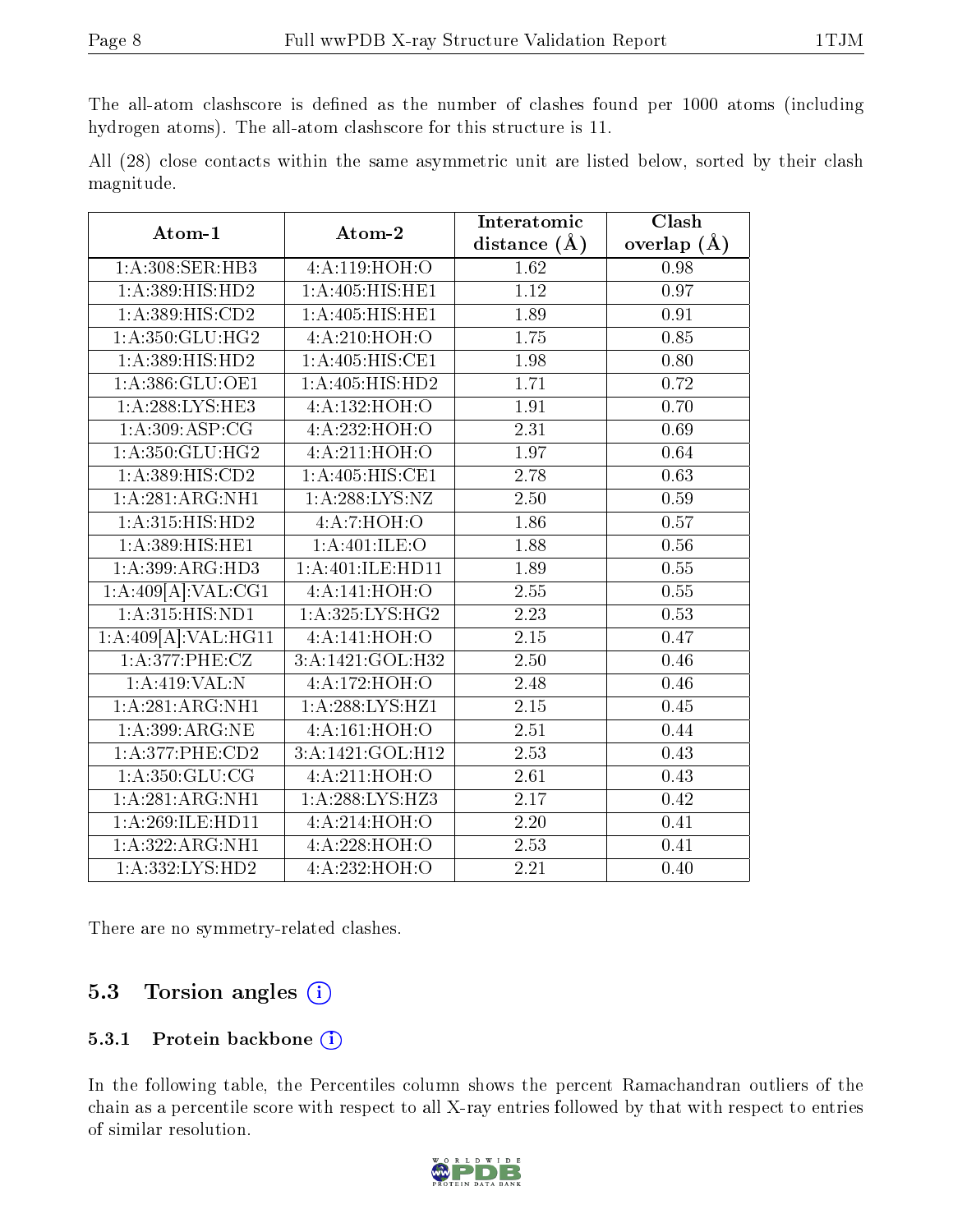The all-atom clashscore is defined as the number of clashes found per 1000 atoms (including hydrogen atoms). The all-atom clashscore for this structure is 11.

All (28) close contacts within the same asymmetric unit are listed below, sorted by their clash magnitude.

| Atom-1 | Atom-2 | Interatomic distance (Å) | Clash overlap (Å) |
|---|---|---|---|
| 1:A:308:SER:HB3 | 4:A:119:HOH:O | 1.62 | 0.98 |
| 1:A:389:HIS:HD2 | 1:A:405:HIS:HE1 | 1.12 | 0.97 |
| 1:A:389:HIS:CD2 | 1:A:405:HIS:HE1 | 1.89 | 0.91 |
| 1:A:350:GLU:HG2 | 4:A:210:HOH:O | 1.75 | 0.85 |
| 1:A:389:HIS:HD2 | 1:A:405:HIS:CE1 | 1.98 | 0.80 |
| 1:A:386:GLU:OE1 | 1:A:405:HIS:HD2 | 1.71 | 0.72 |
| 1:A:288:LYS:HE3 | 4:A:132:HOH:O | 1.91 | 0.70 |
| 1:A:309:ASP:CG | 4:A:232:HOH:O | 2.31 | 0.69 |
| 1:A:350:GLU:HG2 | 4:A:211:HOH:O | 1.97 | 0.64 |
| 1:A:389:HIS:CD2 | 1:A:405:HIS:CE1 | 2.78 | 0.63 |
| 1:A:281:ARG:NH1 | 1:A:288:LYS:NZ | 2.50 | 0.59 |
| 1:A:315:HIS:HD2 | 4:A:7:HOH:O | 1.86 | 0.57 |
| 1:A:389:HIS:HE1 | 1:A:401:ILE:O | 1.88 | 0.56 |
| 1:A:399:ARG:HD3 | 1:A:401:ILE:HD11 | 1.89 | 0.55 |
| 1:A:409[A]:VAL:CG1 | 4:A:141:HOH:O | 2.55 | 0.55 |
| 1:A:315:HIS:ND1 | 1:A:325:LYS:HG2 | 2.23 | 0.53 |
| 1:A:409[A]:VAL:HG11 | 4:A:141:HOH:O | 2.15 | 0.47 |
| 1:A:377:PHE:CZ | 3:A:1421:GOL:H32 | 2.50 | 0.46 |
| 1:A:419:VAL:N | 4:A:172:HOH:O | 2.48 | 0.46 |
| 1:A:281:ARG:NH1 | 1:A:288:LYS:HZ1 | 2.15 | 0.45 |
| 1:A:399:ARG:NE | 4:A:161:HOH:O | 2.51 | 0.44 |
| 1:A:377:PHE:CD2 | 3:A:1421:GOL:H12 | 2.53 | 0.43 |
| 1:A:350:GLU:CG | 4:A:211:HOH:O | 2.61 | 0.43 |
| 1:A:281:ARG:NH1 | 1:A:288:LYS:HZ3 | 2.17 | 0.42 |
| 1:A:269:ILE:HD11 | 4:A:214:HOH:O | 2.20 | 0.41 |
| 1:A:322:ARG:NH1 | 4:A:228:HOH:O | 2.53 | 0.41 |
| 1:A:332:LYS:HD2 | 4:A:232:HOH:O | 2.21 | 0.40 |

There are no symmetry-related clashes.

## 5.3 Torsion angles

### 5.3.1 Protein backbone

In the following table, the Percentiles column shows the percent Ramachandran outliers of the chain as a percentile score with respect to all X-ray entries followed by that with respect to entries of similar resolution.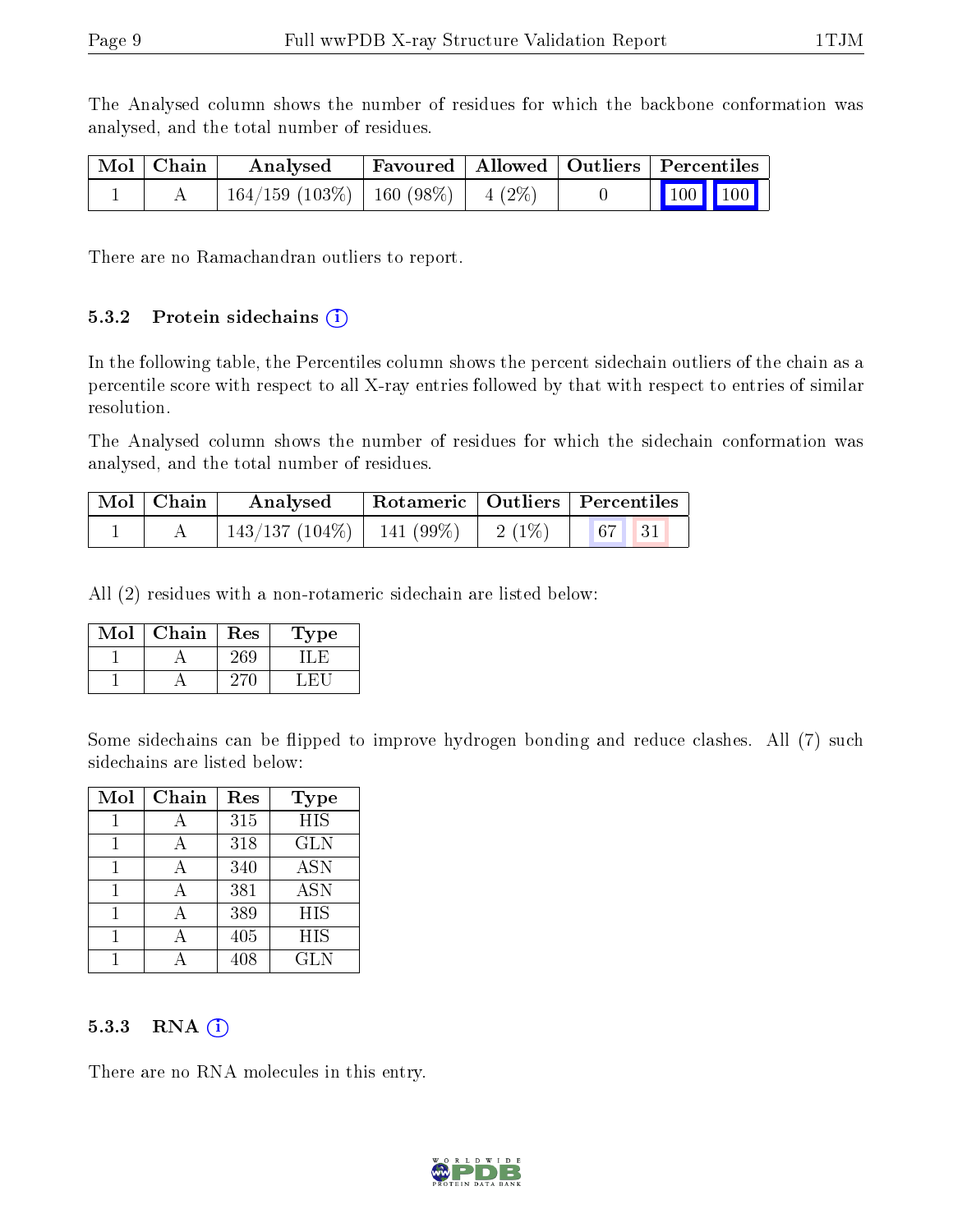The Analysed column shows the number of residues for which the backbone conformation was analysed, and the total number of residues.

| Mol | Chain | Analysed | Favoured | Allowed | Outliers | Percentiles | |
|---|---|---|---|---|---|---|---|
| 1 | A | 164/159 (103%) | 160 (98%) | 4 (2%) | 0 | 100 | 100 |

There are no Ramachandran outliers to report.

### 5.3.2 Protein sidechains (i)

In the following table, the Percentiles column shows the percent sidechain outliers of the chain as a percentile score with respect to all X-ray entries followed by that with respect to entries of similar resolution.

The Analysed column shows the number of residues for which the sidechain conformation was analysed, and the total number of residues.

| Mol | Chain | Analysed | Rotameric | Outliers | Percentiles | |
|---|---|---|---|---|---|---|
| 1 | A | 143/137 (104%) | 141 (99%) | 2 (1%) | 67 | 31 |

All (2) residues with a non-rotameric sidechain are listed below:

| Mol | Chain | Res | Type |
|---|---|---|---|
| 1 | A | 269 | ILE |
| 1 | A | 270 | LEU |

Some sidechains can be flipped to improve hydrogen bonding and reduce clashes. All (7) such sidechains are listed below:

| Mol | Chain | Res | Type |
|---|---|---|---|
| 1 | A | 315 | HIS |
| 1 | A | 318 | GLN |
| 1 | A | 340 | ASN |
| 1 | A | 381 | ASN |
| 1 | A | 389 | HIS |
| 1 | A | 405 | HIS |
| 1 | A | 408 | GLN |

### 5.3.3 RNA (i)

There are no RNA molecules in this entry.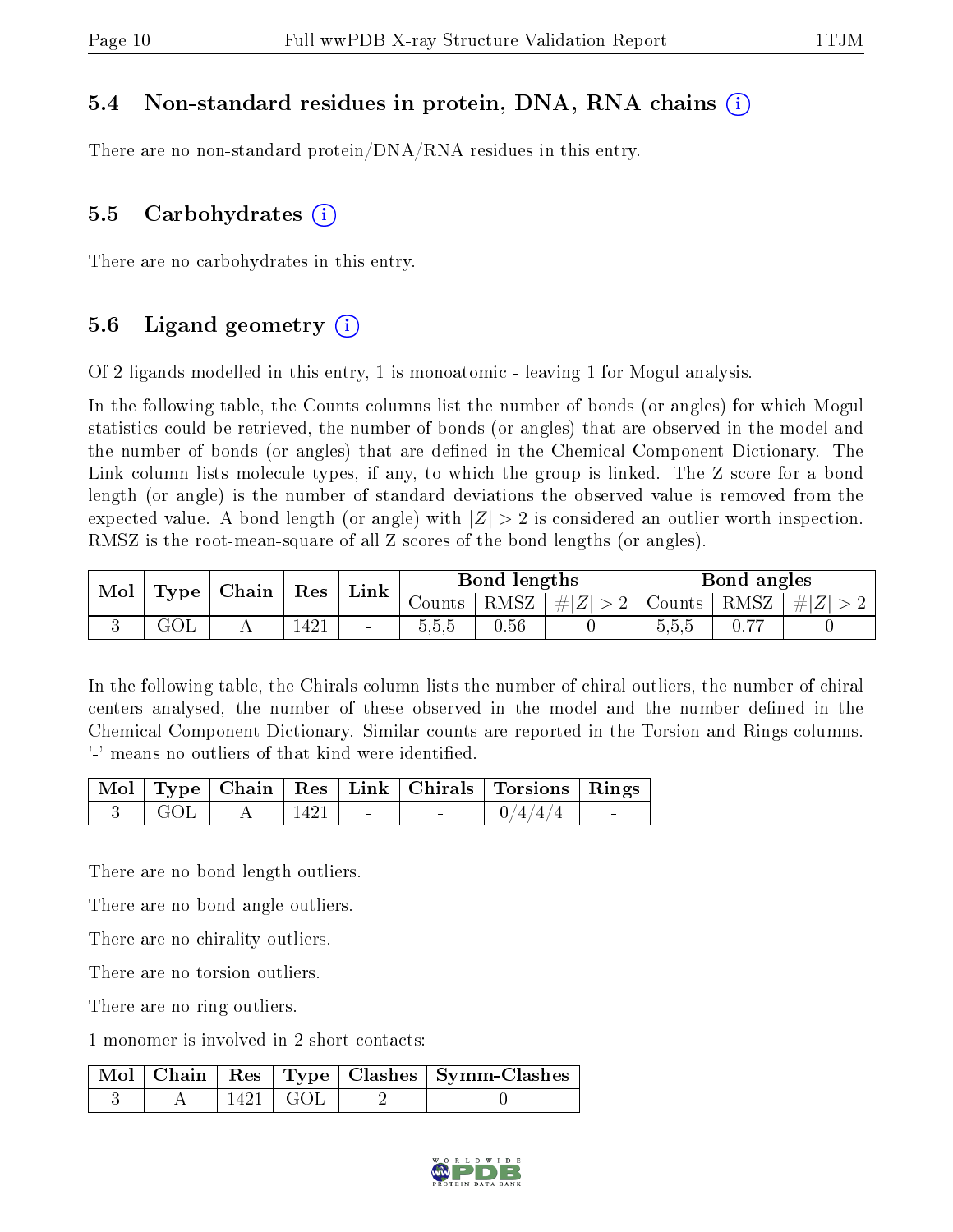### 5.4 Non-standard residues in protein, DNA, RNA chains

There are no non-standard protein/DNA/RNA residues in this entry.

### 5.5 Carbohydrates

There are no carbohydrates in this entry.

### 5.6 Ligand geometry

Of 2 ligands modelled in this entry, 1 is monoatomic - leaving 1 for Mogul analysis.

In the following table, the Counts columns list the number of bonds (or angles) for which Mogul statistics could be retrieved, the number of bonds (or angles) that are observed in the model and the number of bonds (or angles) that are defined in the Chemical Component Dictionary. The Link column lists molecule types, if any, to which the group is linked. The Z score for a bond length (or angle) is the number of standard deviations the observed value is removed from the expected value. A bond length (or angle) with $|Z| > 2$ is considered an outlier worth inspection. RMSZ is the root-mean-square of all Z scores of the bond lengths (or angles).

| Mol | Type | Chain | Res | Link | Bond lengths | | | Bond angles | | |
|---|---|---|---|---|---|---|---|---|---|---|
| | | | | | Counts | RMSZ | $\#\|Z\| > 2$ | Counts | RMSZ | $\#\|Z\| > 2$ |
| 3 | GOL | A | 1421 | - | 5,5,5 | 0.56 | 0 | 5,5,5 | 0.77 | 0 |

In the following table, the Chirals column lists the number of chiral outliers, the number of chiral centers analysed, the number of these observed in the model and the number defined in the Chemical Component Dictionary. Similar counts are reported in the Torsion and Rings columns. '-' means no outliers of that kind were identified.

| Mol | Type | Chain | Res | Link | Chirals | Torsions | Rings |
|---|---|---|---|---|---|---|---|
| 3 | GOL | A | 1421 | - | - | 0/4/4/4 | - |

There are no bond length outliers.

There are no bond angle outliers.

There are no chirality outliers.

There are no torsion outliers.

There are no ring outliers.

1 monomer is involved in 2 short contacts:

| Mol | Chain | Res | Type | Clashes | Symm-Clashes |
|---|---|---|---|---|---|
| 3 | A | 1421 | GOL | 2 | 0 |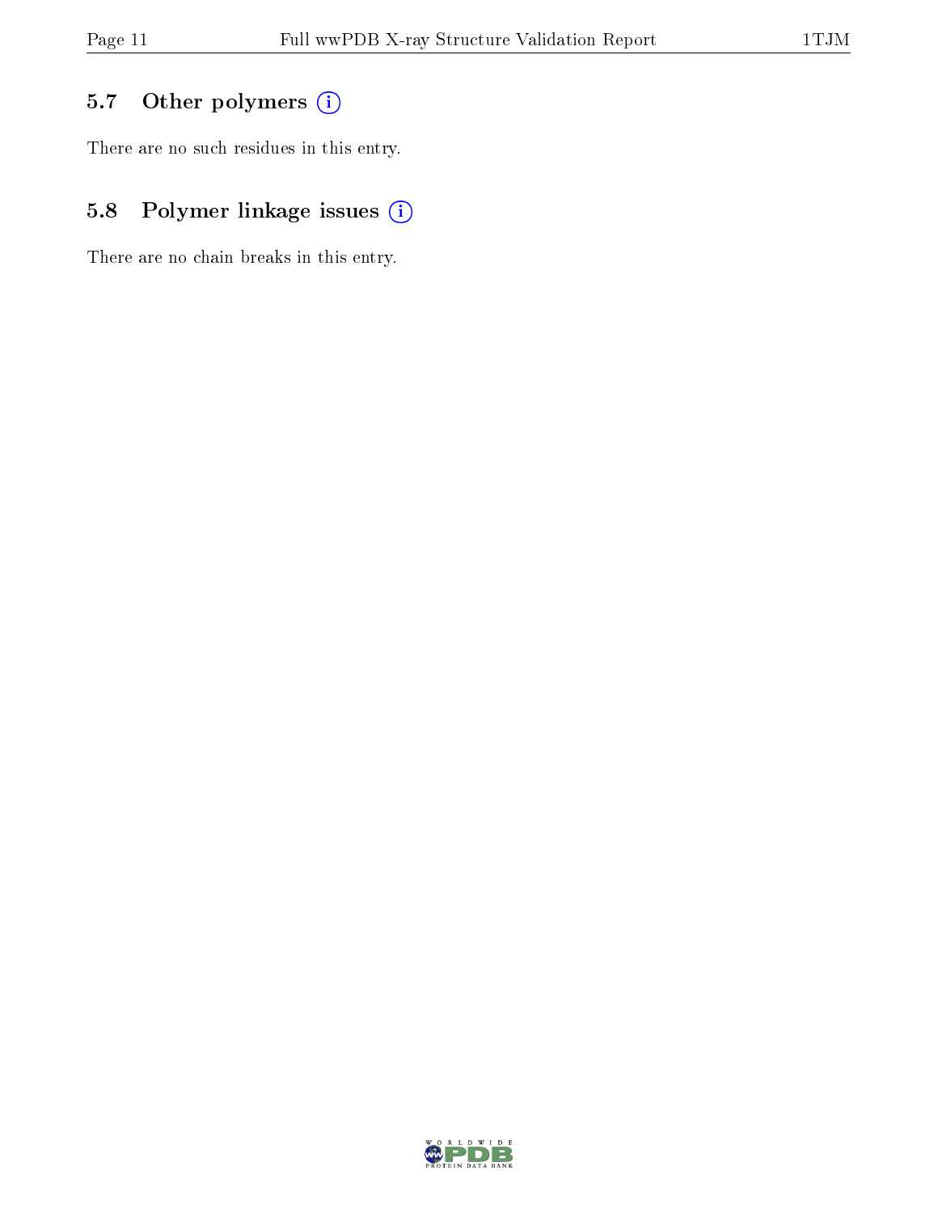## 5.7 Other polymers

There are no such residues in this entry.

## 5.8 Polymer linkage issues

There are no chain breaks in this entry.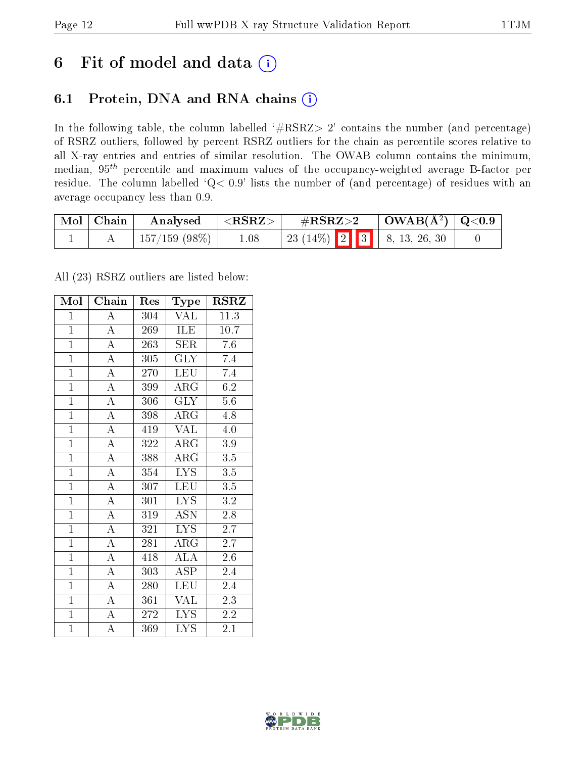# 6 Fit of model and data

## 6.1 Protein, DNA and RNA chains

In the following table, the column labelled '#RSRZ> 2' contains the number (and percentage) of RSRZ outliers, followed by percent RSRZ outliers for the chain as percentile scores relative to all X-ray entries and entries of similar resolution. The OWAB column contains the minimum, median, $95^{th}$ percentile and maximum values of the occupancy-weighted average B-factor per residue. The column labelled 'Q< 0.9' lists the number of (and percentage) of residues with an average occupancy less than 0.9.

| Mol | Chain | Analysed | <RSRZ> | #RSRZ>2 | OWAB(Å$^2$) | Q<0.9 |
|---|---|---|---|---|---|---|
| 1 | A | 157/159 (98%) | 1.08 | 23 (14%) 2 3 | 8, 13, 26, 30 | 0 |

All (23) RSRZ outliers are listed below:

| Mol | Chain | Res | Type | RSRZ |
|---|---|---|---|---|
| 1 | A | 304 | VAL | 11.3 |
| 1 | A | 269 | ILE | 10.7 |
| 1 | A | 263 | SER | 7.6 |
| 1 | A | 305 | GLY | 7.4 |
| 1 | A | 270 | LEU | 7.4 |
| 1 | A | 399 | ARG | 6.2 |
| 1 | A | 306 | GLY | 5.6 |
| 1 | A | 398 | ARG | 4.8 |
| 1 | A | 419 | VAL | 4.0 |
| 1 | A | 322 | ARG | 3.9 |
| 1 | A | 388 | ARG | 3.5 |
| 1 | A | 354 | LYS | 3.5 |
| 1 | A | 307 | LEU | 3.5 |
| 1 | A | 301 | LYS | 3.2 |
| 1 | A | 319 | ASN | 2.8 |
| 1 | A | 321 | LYS | 2.7 |
| 1 | A | 281 | ARG | 2.7 |
| 1 | A | 418 | ALA | 2.6 |
| 1 | A | 303 | ASP | 2.4 |
| 1 | A | 280 | LEU | 2.4 |
| 1 | A | 361 | VAL | 2.3 |
| 1 | A | 272 | LYS | 2.2 |
| 1 | A | 369 | LYS | 2.1 |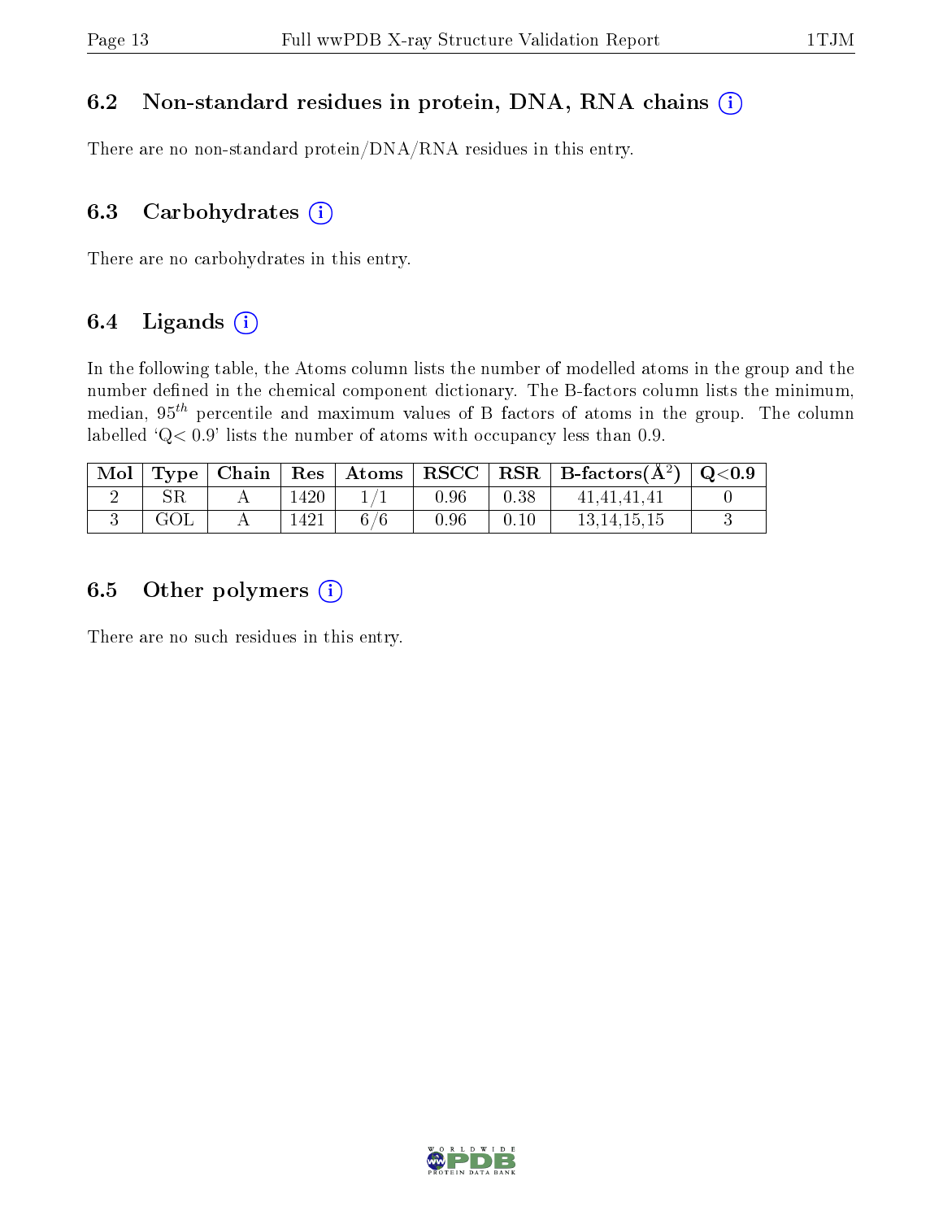### 6.2 Non-standard residues in protein, DNA, RNA chains (i)

There are no non-standard protein/DNA/RNA residues in this entry.

### 6.3 Carbohydrates (i)

There are no carbohydrates in this entry.

### 6.4 Ligands (i)

In the following table, the Atoms column lists the number of modelled atoms in the group and the number defined in the chemical component dictionary. The B-factors column lists the minimum, median, $95^{th}$ percentile and maximum values of B factors of atoms in the group. The column labelled 'Q< 0.9' lists the number of atoms with occupancy less than 0.9.

| Mol | Type | Chain | Res | Atoms | RSCC | RSR | B-factors(Å$^2$) | Q<0.9 |
|---|---|---|---|---|---|---|---|---|
| 2 | SR | A | 1420 | 1/1 | 0.96 | 0.38 | 41,41,41,41 | 0 |
| 3 | GOL | A | 1421 | 6/6 | 0.96 | 0.10 | 13,14,15,15 | 3 |

### 6.5 Other polymers (i)

There are no such residues in this entry.